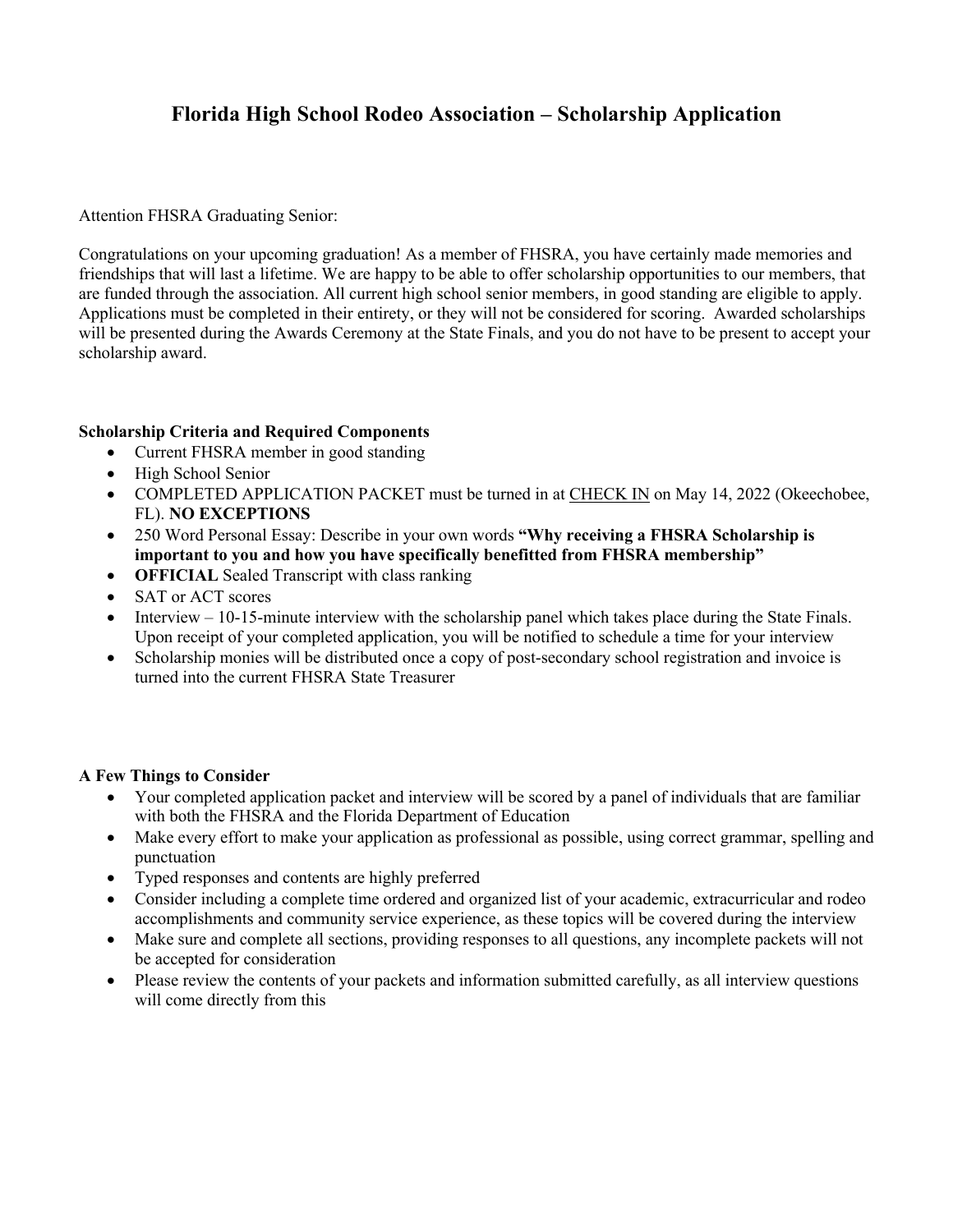# Florida High School Rodeo Association – Scholarship Application

Attention FHSRA Graduating Senior:

Congratulations on your upcoming graduation! As a member of FHSRA, you have certainly made memories and friendships that will last a lifetime. We are happy to be able to offer scholarship opportunities to our members, that are funded through the association. All current high school senior members, in good standing are eligible to apply. Applications must be completed in their entirety, or they will not be considered for scoring. Awarded scholarships will be presented during the Awards Ceremony at the State Finals, and you do not have to be present to accept your scholarship award.

**Scholarship Criteria and Required Components**

- Current FHSRA member in good standing
- High School Senior
- COMPLETED APPLICATION PACKET must be turned in at CHECK IN on May 14, 2022 (Okeechobee, FL). **NO EXCEPTIONS**
- 250 Word Personal Essay: Describe in your own words **"Why receiving a FHSRA Scholarship is important to you and how you have specifically benefitted from FHSRA membership"**
- **OFFICIAL** Sealed Transcript with class ranking
- SAT or ACT scores
- Interview – 10-15-minute interview with the scholarship panel which takes place during the State Finals. Upon receipt of your completed application, you will be notified to schedule a time for your interview
- Scholarship monies will be distributed once a copy of post-secondary school registration and invoice is turned into the current FHSRA State Treasurer

**A Few Things to Consider**

- Your completed application packet and interview will be scored by a panel of individuals that are familiar with both the FHSRA and the Florida Department of Education
- Make every effort to make your application as professional as possible, using correct grammar, spelling and punctuation
- Typed responses and contents are highly preferred
- Consider including a complete time ordered and organized list of your academic, extracurricular and rodeo accomplishments and community service experience, as these topics will be covered during the interview
- Make sure and complete all sections, providing responses to all questions, any incomplete packets will not be accepted for consideration
- Please review the contents of your packets and information submitted carefully, as all interview questions will come directly from this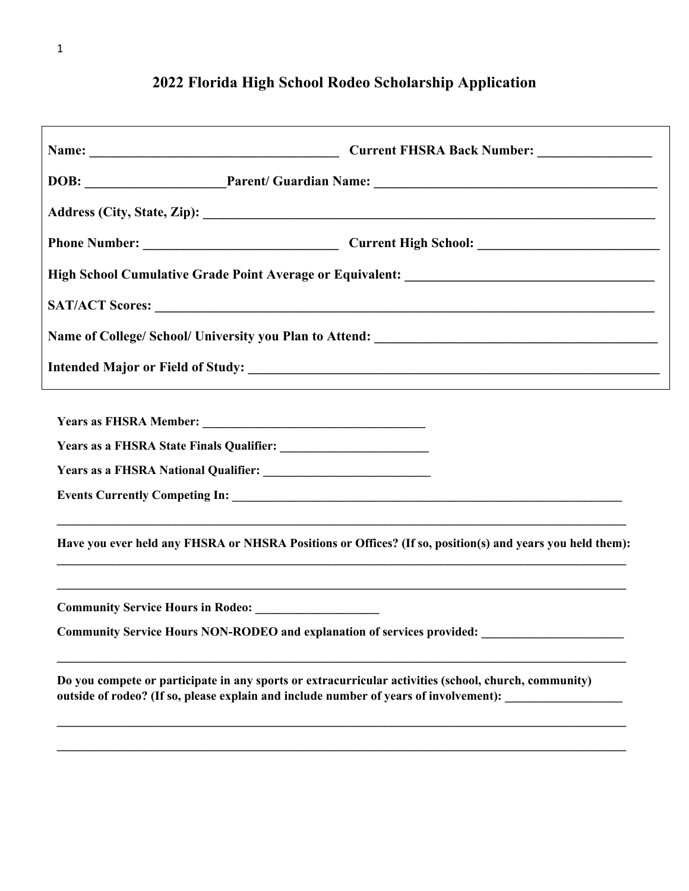## 2022 Florida High School Rodeo Scholarship Application

**Name:** _____________________________________ **Current FHSRA Back Number:** ________________

**DOB:** ____________________ **Parent/ Guardian Name:** __________________________________________

**Address (City, State, Zip):** ____________________________________________________________________

**Phone Number:** _____________________________ **Current High School:** ___________________________

**High School Cumulative Grade Point Average or Equivalent:** ____________________________________

**SAT/ACT Scores:** _________________________________________________________________________

**Name of College/ School/ University you Plan to Attend:** __________________________________________

**Intended Major or Field of Study:** ______________________________________________________________

**Years as FHSRA Member:** ___________________________________

**Years as a FHSRA State Finals Qualifier:** _______________________

**Years as a FHSRA National Qualifier:** __________________________

**Events Currently Competing In:** ________________________________________________________________

_____________________________________________________________________________________________

**Have you ever held any FHSRA or NHSRA Positions or Offices? (If so, position(s) and years you held them):**

_____________________________________________________________________________________________

_____________________________________________________________________________________________

**Community Service Hours in Rodeo:** ___________________

**Community Service Hours NON-RODEO and explanation of services provided:** ______________________

_____________________________________________________________________________________________

**Do you compete or participate in any sports or extracurricular activities (school, church, community) outside of rodeo? (If so, please explain and include number of years of involvement):** ___________________

_____________________________________________________________________________________________

_____________________________________________________________________________________________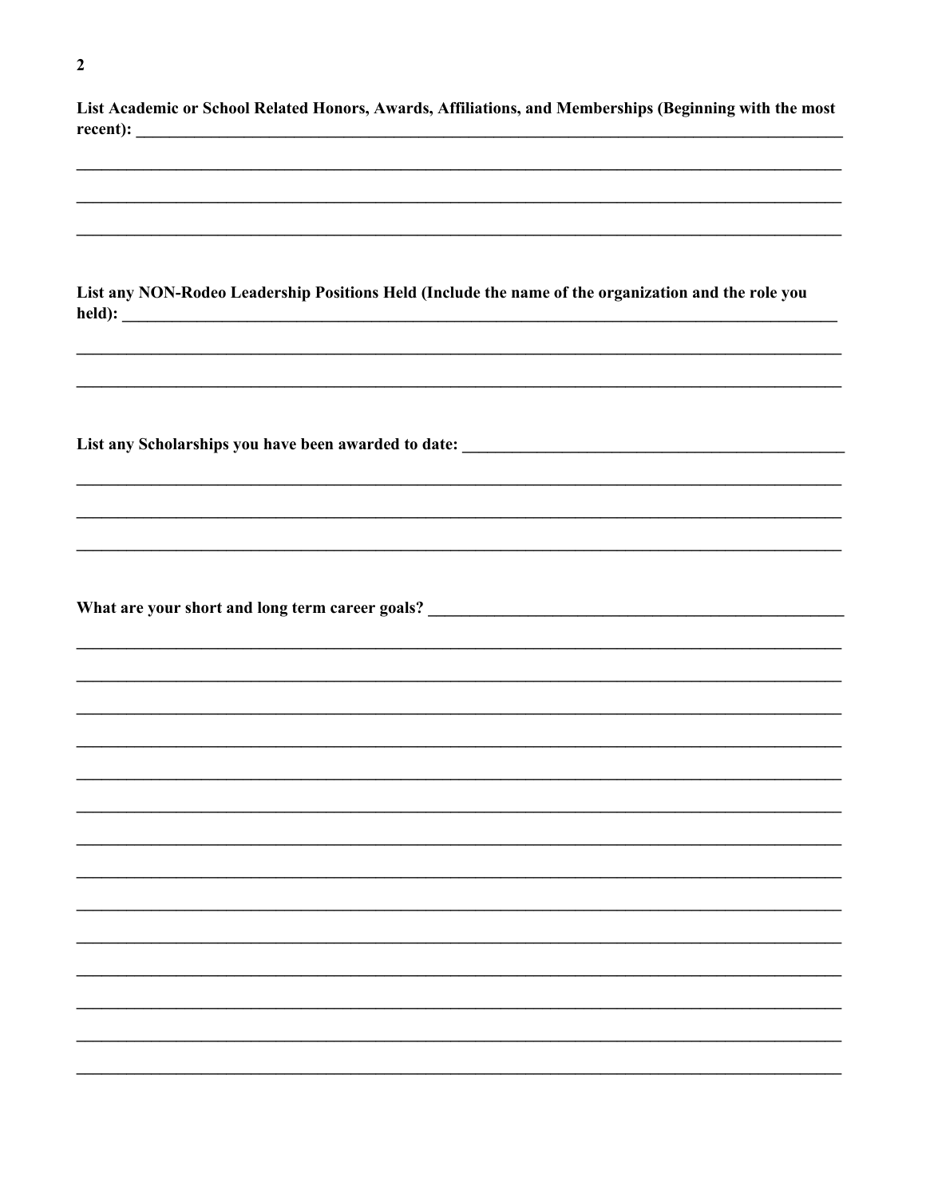**List Academic or School Related Honors, Awards, Affiliations, and Memberships (Beginning with the most recent):** ______________________________________________________________________________

______________________________________________________________________________

______________________________________________________________________________

______________________________________________________________________________

**List any NON-Rodeo Leadership Positions Held (Include the name of the organization and the role you held):** ______________________________________________________________________________

______________________________________________________________________________

______________________________________________________________________________

**List any Scholarships you have been awarded to date:** ______________________________________________

______________________________________________________________________________

______________________________________________________________________________

______________________________________________________________________________

**What are your short and long term career goals?** ___________________________________________

______________________________________________________________________________

______________________________________________________________________________

______________________________________________________________________________

______________________________________________________________________________

______________________________________________________________________________

______________________________________________________________________________

______________________________________________________________________________

______________________________________________________________________________

______________________________________________________________________________

______________________________________________________________________________

______________________________________________________________________________

______________________________________________________________________________

______________________________________________________________________________

______________________________________________________________________________